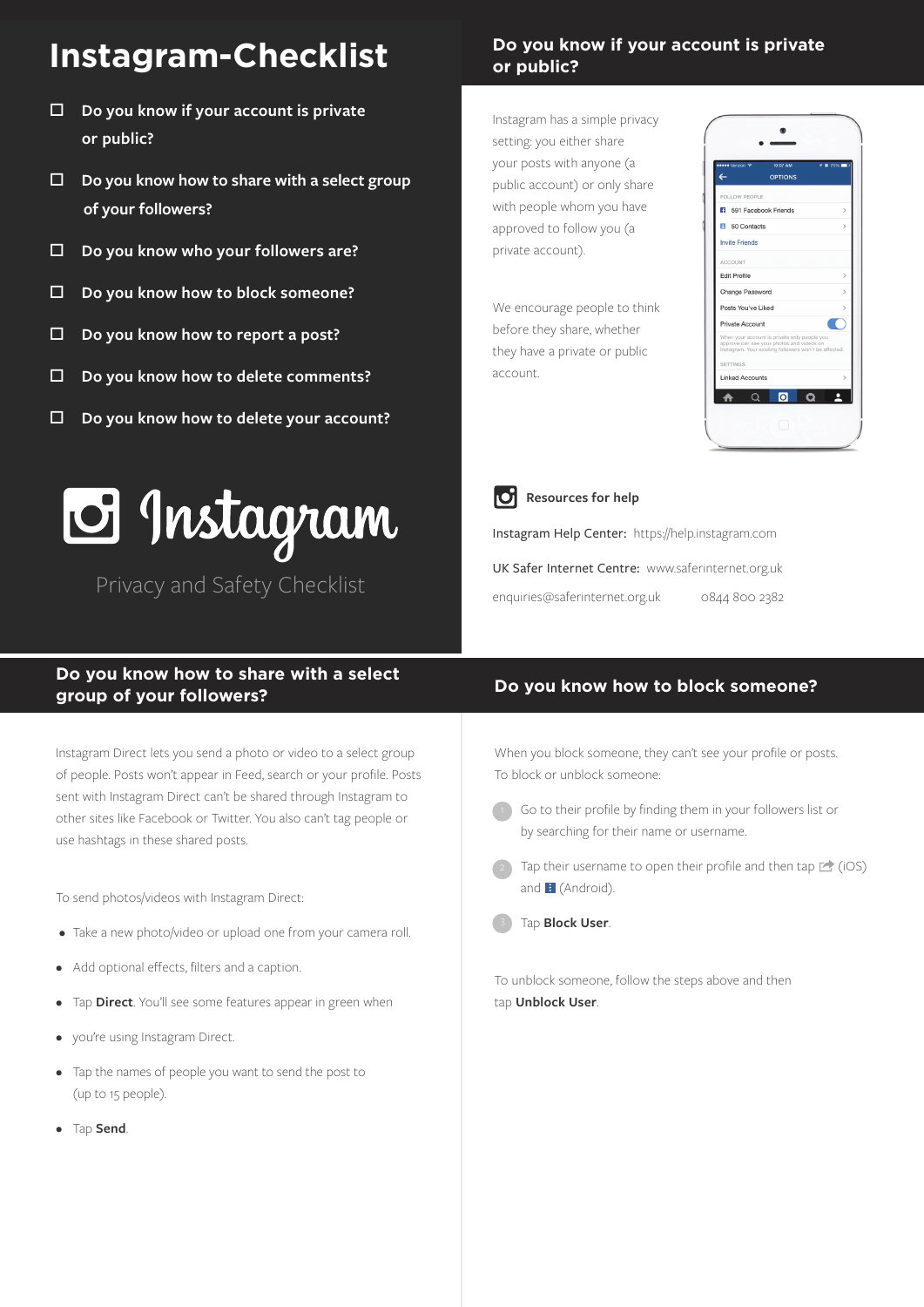# Instagram-Checklist

- ☐ Do you know if your account is private or public?
- ☐ Do you know how to share with a select group of your followers?
- ☐ Do you know who your followers are?
- ☐ Do you know how to block someone?
- ☐ Do you know how to report a post?
- ☐ Do you know how to delete comments?
- ☐ Do you know how to delete your account?

Instagram

Privacy and Safety Checklist

## Do you know if your account is private or public?

Instagram has a simple privacy setting: you either share your posts with anyone (a public account) or only share with people whom you have approved to follow you (a private account).

We encourage people to think before they share, whether they have a private or public account.

### Resources for help

Instagram Help Center: https://help.instagram.com

UK Safer Internet Centre: www.saferinternet.org.uk

enquiries@saferinternet.org.uk 0844 800 2382

## Do you know how to share with a select group of your followers?

Instagram Direct lets you send a photo or video to a select group of people. Posts won't appear in Feed, search or your profile. Posts sent with Instagram Direct can't be shared through Instagram to other sites like Facebook or Twitter. You also can't tag people or use hashtags in these shared posts.

To send photos/videos with Instagram Direct:

- Take a new photo/video or upload one from your camera roll.
- Add optional effects, filters and a caption.
- Tap **Direct**. You'll see some features appear in green when
- you're using Instagram Direct.
- Tap the names of people you want to send the post to (up to 15 people).
- Tap **Send**.

## Do you know how to block someone?

When you block someone, they can't see your profile or posts. To block or unblock someone:

1. Go to their profile by finding them in your followers list or by searching for their name or username.
2. Tap their username to open their profile and then tap (iOS) and (Android).
3. Tap **Block User**.

To unblock someone, follow the steps above and then tap **Unblock User**.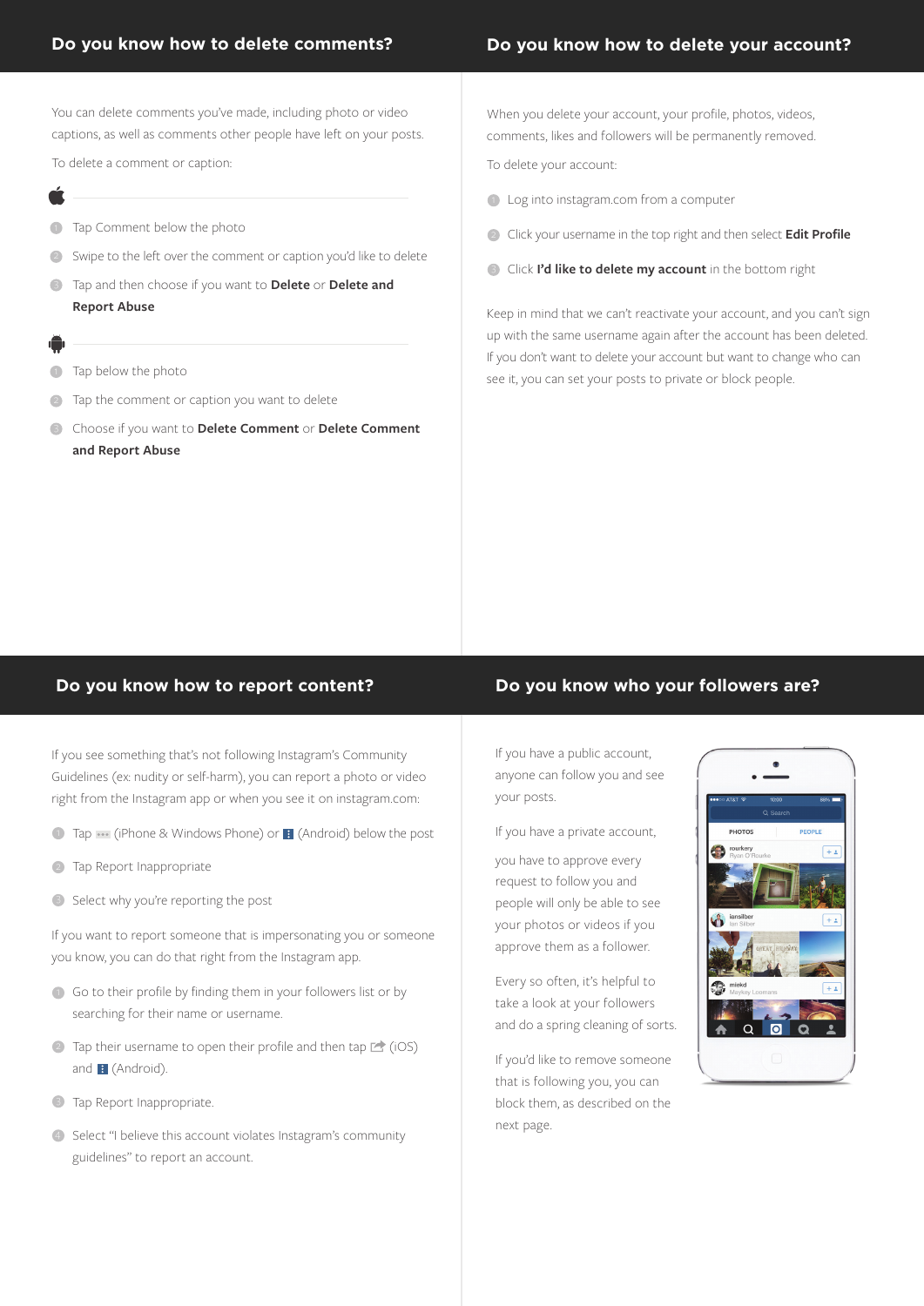## Do you know how to delete comments?

You can delete comments you've made, including photo or video captions, as well as comments other people have left on your posts.

To delete a comment or caption:

**iPhone**

1. Tap Comment below the photo
2. Swipe to the left over the comment or caption you'd like to delete
3. Tap and then choose if you want to **Delete** or **Delete and Report Abuse**

**Android**

1. Tap below the photo
2. Tap the comment or caption you want to delete
3. Choose if you want to **Delete Comment** or **Delete Comment and Report Abuse**

## Do you know how to delete your account?

When you delete your account, your profile, photos, videos, comments, likes and followers will be permanently removed.

To delete your account:

1. Log into instagram.com from a computer
2. Click your username in the top right and then select **Edit Profile**
3. Click **I'd like to delete my account** in the bottom right

Keep in mind that we can't reactivate your account, and you can't sign up with the same username again after the account has been deleted. If you don't want to delete your account but want to change who can see it, you can set your posts to private or block people.

## Do you know how to report content?

If you see something that's not following Instagram's Community Guidelines (ex: nudity or self-harm), you can report a photo or video right from the Instagram app or when you see it on instagram.com:

1. Tap ••• (iPhone & Windows Phone) or ⋮ (Android) below the post
2. Tap Report Inappropriate
3. Select why you're reporting the post

If you want to report someone that is impersonating you or someone you know, you can do that right from the Instagram app.

1. Go to their profile by finding them in your followers list or by searching for their name or username.
2. Tap their username to open their profile and then tap (iOS) and ⋮ (Android).
3. Tap Report Inappropriate.
4. Select "I believe this account violates Instagram's community guidelines" to report an account.

## Do you know who your followers are?

If you have a public account, anyone can follow you and see your posts.

If you have a private account, you have to approve every request to follow you and people will only be able to see your photos or videos if you approve them as a follower.

Every so often, it's helpful to take a look at your followers and do a spring cleaning of sorts.

If you'd like to remove someone that is following you, you can block them, as described on the next page.